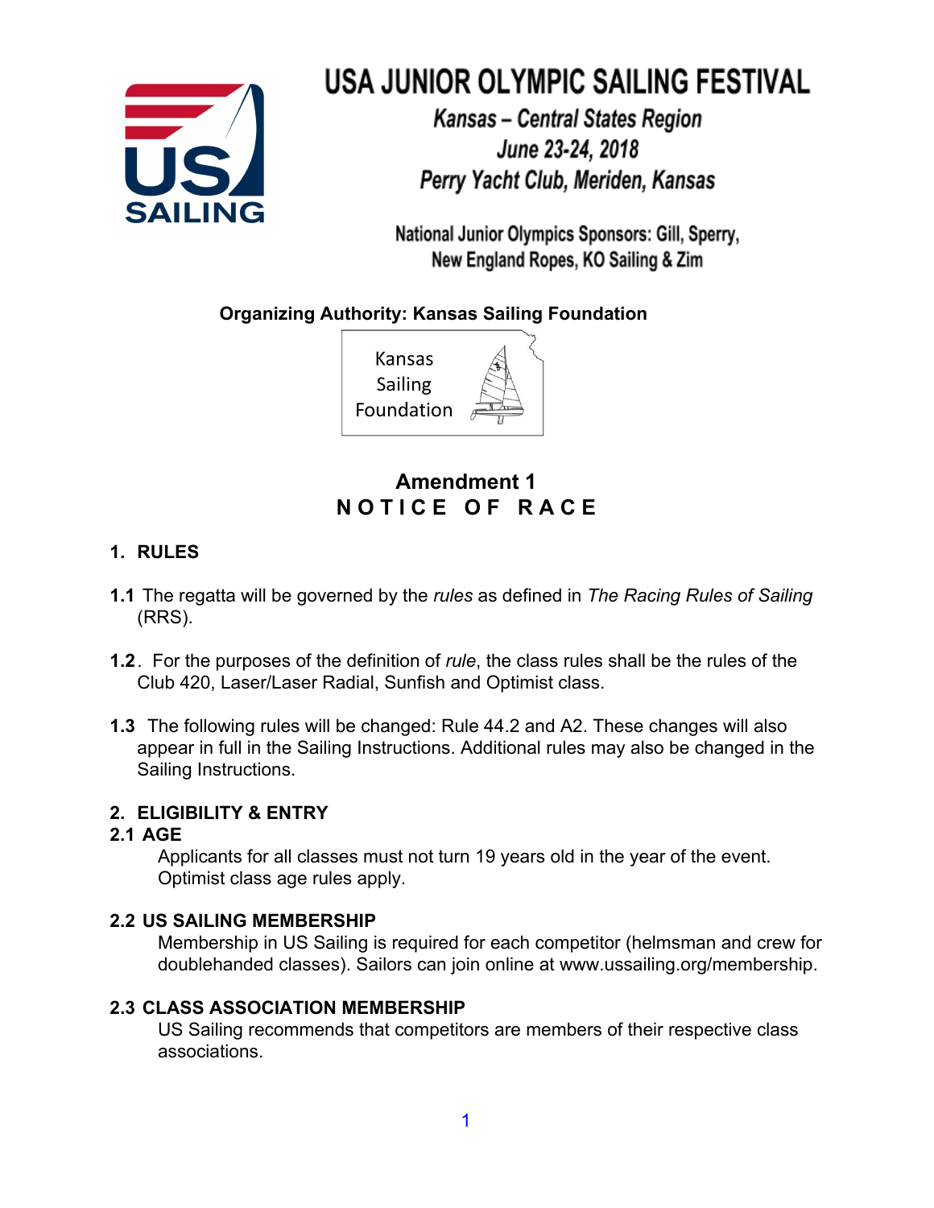# USA JUNIOR OLYMPIC SAILING FESTIVAL

*Kansas – Central States Region*
*June 23-24, 2018*
*Perry Yacht Club, Meriden, Kansas*

National Junior Olympics Sponsors: Gill, Sperry, New England Ropes, KO Sailing & Zim

**Organizing Authority: Kansas Sailing Foundation**

Kansas Sailing Foundation

## Amendment 1
## NOTICE OF RACE

### 1. RULES

**1.1** The regatta will be governed by the *rules* as defined in *The Racing Rules of Sailing* (RRS).

**1.2**. For the purposes of the definition of *rule*, the class rules shall be the rules of the Club 420, Laser/Laser Radial, Sunfish and Optimist class.

**1.3** The following rules will be changed: Rule 44.2 and A2. These changes will also appear in full in the Sailing Instructions. Additional rules may also be changed in the Sailing Instructions.

### 2. ELIGIBILITY & ENTRY

**2.1 AGE**

Applicants for all classes must not turn 19 years old in the year of the event. Optimist class age rules apply.

**2.2 US SAILING MEMBERSHIP**

Membership in US Sailing is required for each competitor (helmsman and crew for doublehanded classes). Sailors can join online at www.ussailing.org/membership.

**2.3 CLASS ASSOCIATION MEMBERSHIP**

US Sailing recommends that competitors are members of their respective class associations.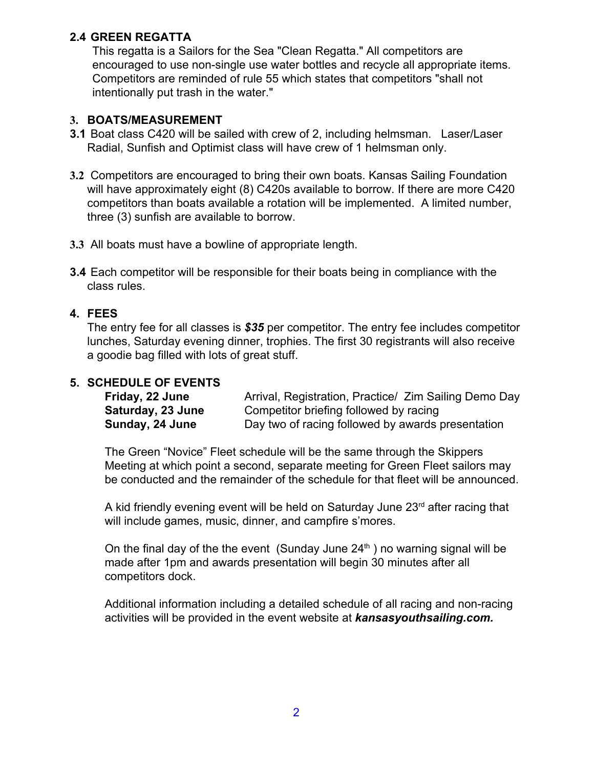### 2.4 GREEN REGATTA

This regatta is a Sailors for the Sea "Clean Regatta." All competitors are encouraged to use non-single use water bottles and recycle all appropriate items. Competitors are reminded of rule 55 which states that competitors "shall not intentionally put trash in the water."

## 3. BOATS/MEASUREMENT

**3.1** Boat class C420 will be sailed with crew of 2, including helmsman. Laser/Laser Radial, Sunfish and Optimist class will have crew of 1 helmsman only.

**3.2** Competitors are encouraged to bring their own boats. Kansas Sailing Foundation will have approximately eight (8) C420s available to borrow. If there are more C420 competitors than boats available a rotation will be implemented. A limited number, three (3) sunfish are available to borrow.

**3.3** All boats must have a bowline of appropriate length.

**3.4** Each competitor will be responsible for their boats being in compliance with the class rules.

## 4. FEES

The entry fee for all classes is ***$35*** per competitor. The entry fee includes competitor lunches, Saturday evening dinner, trophies. The first 30 registrants will also receive a goodie bag filled with lots of great stuff.

## 5. SCHEDULE OF EVENTS

| | |
|---|---|
| **Friday, 22 June** | Arrival, Registration, Practice/ Zim Sailing Demo Day |
| **Saturday, 23 June** | Competitor briefing followed by racing |
| **Sunday, 24 June** | Day two of racing followed by awards presentation |

The Green "Novice" Fleet schedule will be the same through the Skippers Meeting at which point a second, separate meeting for Green Fleet sailors may be conducted and the remainder of the schedule for that fleet will be announced.

A kid friendly evening event will be held on Saturday June 23rd after racing that will include games, music, dinner, and campfire s'mores.

On the final day of the the event (Sunday June 24th ) no warning signal will be made after 1pm and awards presentation will begin 30 minutes after all competitors dock.

Additional information including a detailed schedule of all racing and non-racing activities will be provided in the event website at ***kansasyouthsailing.com.***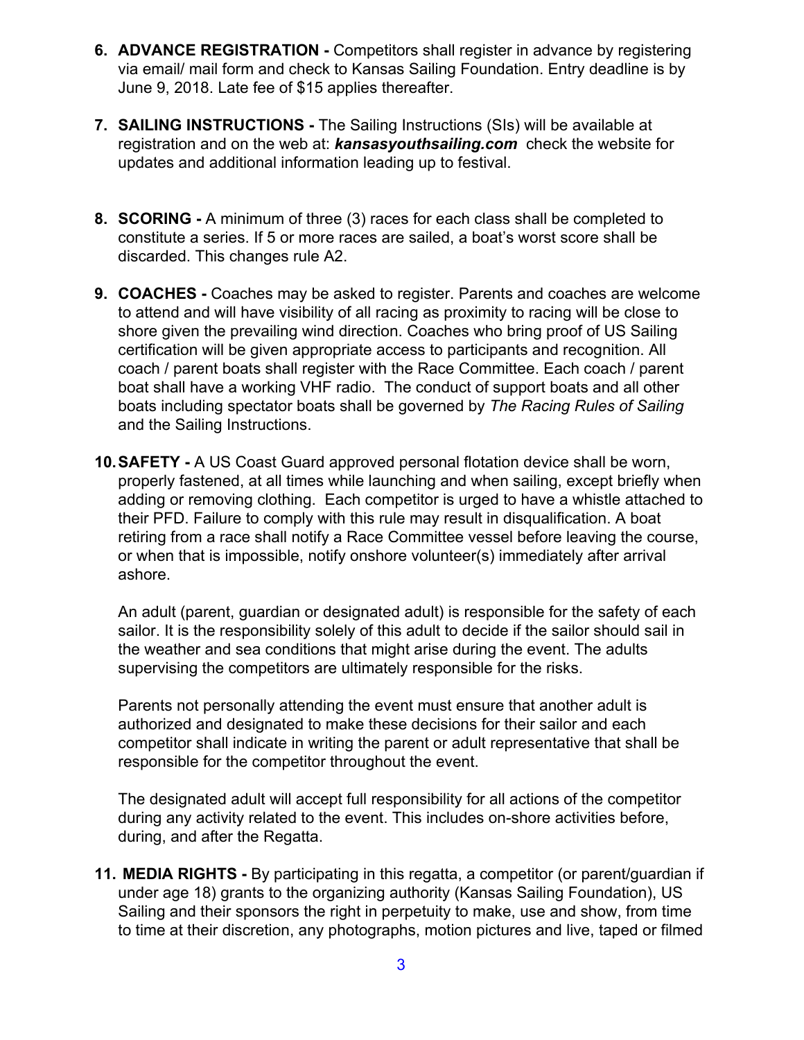6. **ADVANCE REGISTRATION -** Competitors shall register in advance by registering via email/ mail form and check to Kansas Sailing Foundation. Entry deadline is by June 9, 2018. Late fee of $15 applies thereafter.

7. **SAILING INSTRUCTIONS -** The Sailing Instructions (SIs) will be available at registration and on the web at: ***kansasyouthsailing.com*** check the website for updates and additional information leading up to festival.

8. **SCORING -** A minimum of three (3) races for each class shall be completed to constitute a series. If 5 or more races are sailed, a boat's worst score shall be discarded. This changes rule A2.

9. **COACHES -** Coaches may be asked to register. Parents and coaches are welcome to attend and will have visibility of all racing as proximity to racing will be close to shore given the prevailing wind direction. Coaches who bring proof of US Sailing certification will be given appropriate access to participants and recognition. All coach / parent boats shall register with the Race Committee. Each coach / parent boat shall have a working VHF radio. The conduct of support boats and all other boats including spectator boats shall be governed by *The Racing Rules of Sailing* and the Sailing Instructions.

10. **SAFETY -** A US Coast Guard approved personal flotation device shall be worn, properly fastened, at all times while launching and when sailing, except briefly when adding or removing clothing. Each competitor is urged to have a whistle attached to their PFD. Failure to comply with this rule may result in disqualification. A boat retiring from a race shall notify a Race Committee vessel before leaving the course, or when that is impossible, notify onshore volunteer(s) immediately after arrival ashore.

    An adult (parent, guardian or designated adult) is responsible for the safety of each sailor. It is the responsibility solely of this adult to decide if the sailor should sail in the weather and sea conditions that might arise during the event. The adults supervising the competitors are ultimately responsible for the risks.

    Parents not personally attending the event must ensure that another adult is authorized and designated to make these decisions for their sailor and each competitor shall indicate in writing the parent or adult representative that shall be responsible for the competitor throughout the event.

    The designated adult will accept full responsibility for all actions of the competitor during any activity related to the event. This includes on-shore activities before, during, and after the Regatta.

11. **MEDIA RIGHTS -** By participating in this regatta, a competitor (or parent/guardian if under age 18) grants to the organizing authority (Kansas Sailing Foundation), US Sailing and their sponsors the right in perpetuity to make, use and show, from time to time at their discretion, any photographs, motion pictures and live, taped or filmed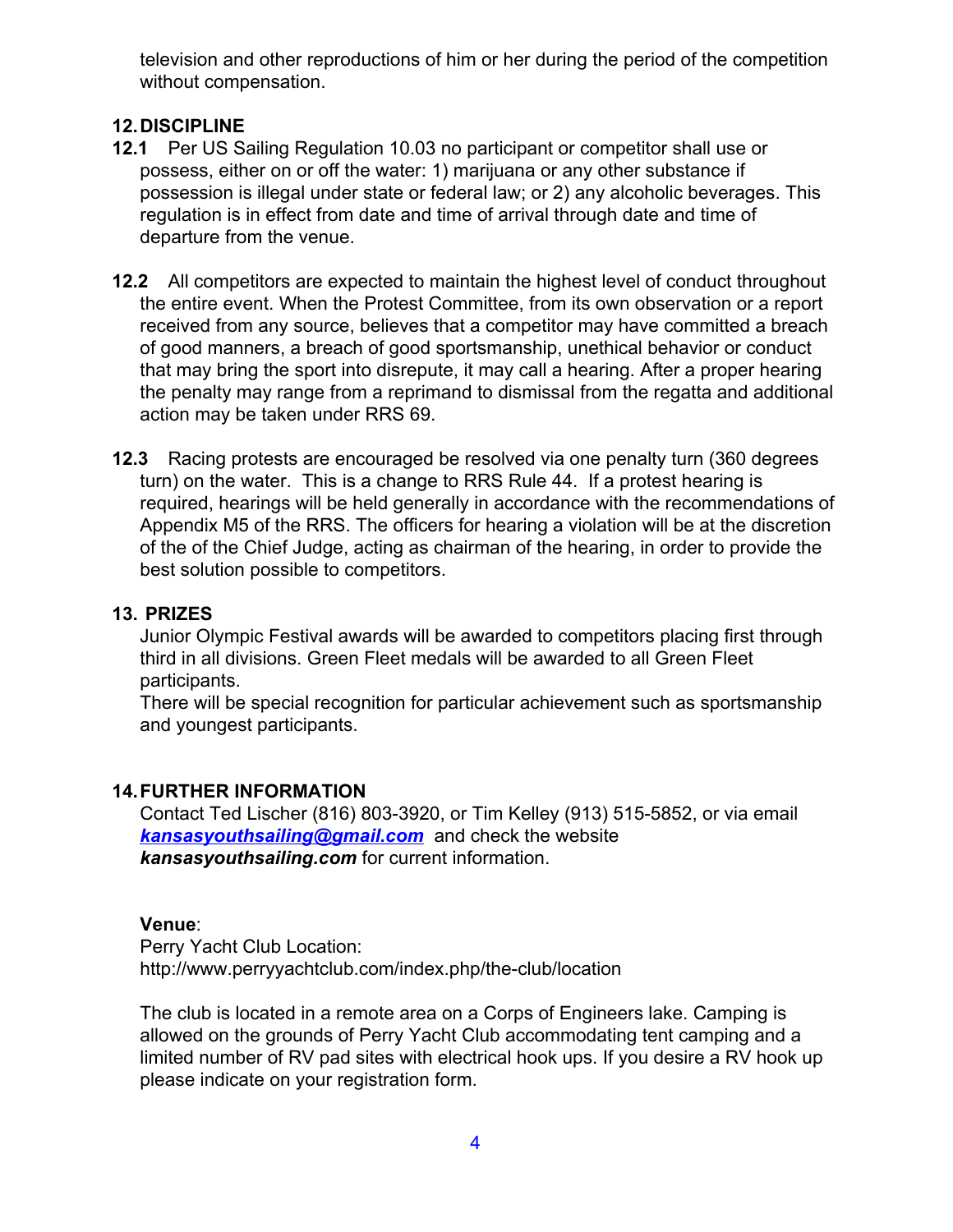television and other reproductions of him or her during the period of the competition without compensation.

## 12. DISCIPLINE

**12.1** Per US Sailing Regulation 10.03 no participant or competitor shall use or possess, either on or off the water: 1) marijuana or any other substance if possession is illegal under state or federal law; or 2) any alcoholic beverages. This regulation is in effect from date and time of arrival through date and time of departure from the venue.

**12.2** All competitors are expected to maintain the highest level of conduct throughout the entire event. When the Protest Committee, from its own observation or a report received from any source, believes that a competitor may have committed a breach of good manners, a breach of good sportsmanship, unethical behavior or conduct that may bring the sport into disrepute, it may call a hearing. After a proper hearing the penalty may range from a reprimand to dismissal from the regatta and additional action may be taken under RRS 69.

**12.3** Racing protests are encouraged be resolved via one penalty turn (360 degrees turn) on the water. This is a change to RRS Rule 44. If a protest hearing is required, hearings will be held generally in accordance with the recommendations of Appendix M5 of the RRS. The officers for hearing a violation will be at the discretion of the of the Chief Judge, acting as chairman of the hearing, in order to provide the best solution possible to competitors.

## 13. PRIZES

Junior Olympic Festival awards will be awarded to competitors placing first through third in all divisions. Green Fleet medals will be awarded to all Green Fleet participants.

There will be special recognition for particular achievement such as sportsmanship and youngest participants.

## 14. FURTHER INFORMATION

Contact Ted Lischer (816) 803-3920, or Tim Kelley (913) 515-5852, or via email ***kansasyouthsailing@gmail.com*** and check the website ***kansasyouthsailing.com*** for current information.

**Venue**:
Perry Yacht Club Location:
http://www.perryyachtclub.com/index.php/the-club/location

The club is located in a remote area on a Corps of Engineers lake. Camping is allowed on the grounds of Perry Yacht Club accommodating tent camping and a limited number of RV pad sites with electrical hook ups. If you desire a RV hook up please indicate on your registration form.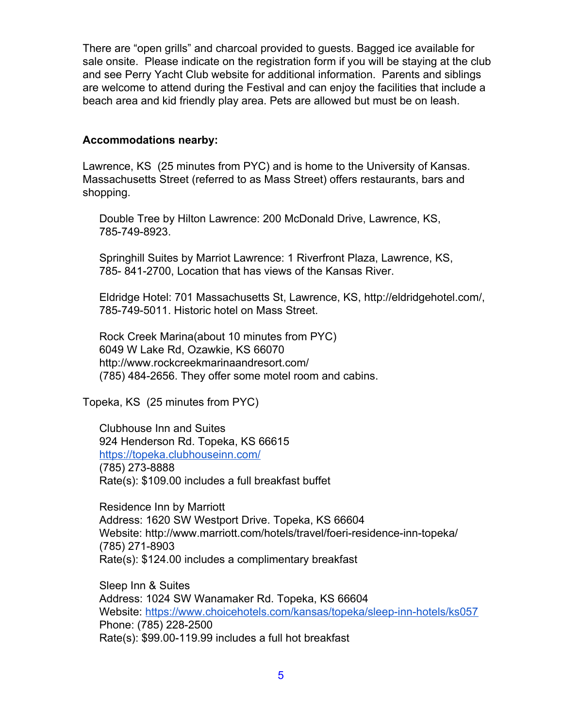There are “open grills” and charcoal provided to guests. Bagged ice available for sale onsite. Please indicate on the registration form if you will be staying at the club and see Perry Yacht Club website for additional information. Parents and siblings are welcome to attend during the Festival and can enjoy the facilities that include a beach area and kid friendly play area. Pets are allowed but must be on leash.

**Accommodations nearby:**

Lawrence, KS (25 minutes from PYC) and is home to the University of Kansas. Massachusetts Street (referred to as Mass Street) offers restaurants, bars and shopping.

Double Tree by Hilton Lawrence: 200 McDonald Drive, Lawrence, KS, 785-749-8923.

Springhill Suites by Marriot Lawrence: 1 Riverfront Plaza, Lawrence, KS, 785- 841-2700, Location that has views of the Kansas River.

Eldridge Hotel: 701 Massachusetts St, Lawrence, KS, http://eldridgehotel.com/, 785-749-5011. Historic hotel on Mass Street.

Rock Creek Marina(about 10 minutes from PYC)
6049 W Lake Rd, Ozawkie, KS 66070
http://www.rockcreekmarinaandresort.com/
(785) 484-2656. They offer some motel room and cabins.

Topeka, KS (25 minutes from PYC)

Clubhouse Inn and Suites
924 Henderson Rd. Topeka, KS 66615
https://topeka.clubhouseinn.com/
(785) 273-8888
Rate(s): $109.00 includes a full breakfast buffet

Residence Inn by Marriott
Address: 1620 SW Westport Drive. Topeka, KS 66604
Website: http://www.marriott.com/hotels/travel/foeri-residence-inn-topeka/
(785) 271-8903
Rate(s): $124.00 includes a complimentary breakfast

Sleep Inn & Suites
Address: 1024 SW Wanamaker Rd. Topeka, KS 66604
Website: https://www.choicehotels.com/kansas/topeka/sleep-inn-hotels/ks057
Phone: (785) 228-2500
Rate(s): $99.00-119.99 includes a full hot breakfast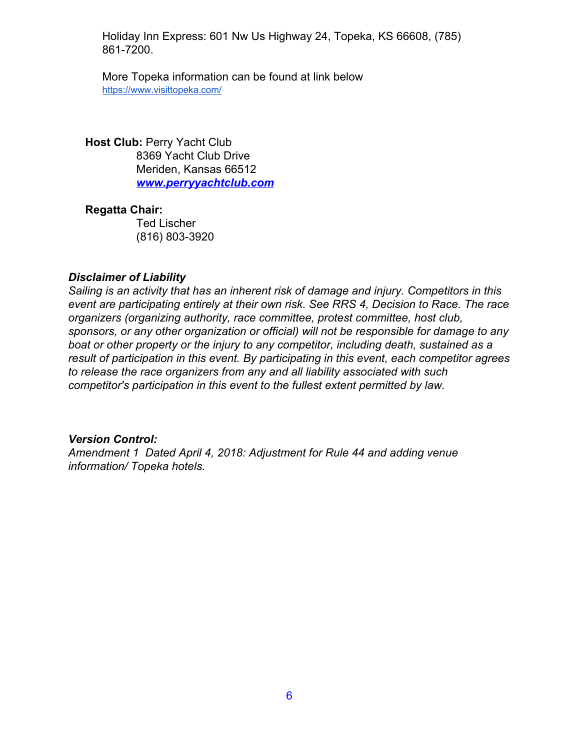Holiday Inn Express: 601 Nw Us Highway 24, Topeka, KS 66608, (785) 861-7200.

More Topeka information can be found at link below
https://www.visittopeka.com/

**Host Club:** Perry Yacht Club
8369 Yacht Club Drive
Meriden, Kansas 66512
***www.perryyachtclub.com***

**Regatta Chair:**
Ted Lischer
(816) 803-3920

***Disclaimer of Liability***

*Sailing is an activity that has an inherent risk of damage and injury. Competitors in this event are participating entirely at their own risk. See RRS 4, Decision to Race. The race organizers (organizing authority, race committee, protest committee, host club, sponsors, or any other organization or official) will not be responsible for damage to any boat or other property or the injury to any competitor, including death, sustained as a result of participation in this event. By participating in this event, each competitor agrees to release the race organizers from any and all liability associated with such competitor's participation in this event to the fullest extent permitted by law.*

***Version Control:***

*Amendment 1 Dated April 4, 2018: Adjustment for Rule 44 and adding venue information/ Topeka hotels.*